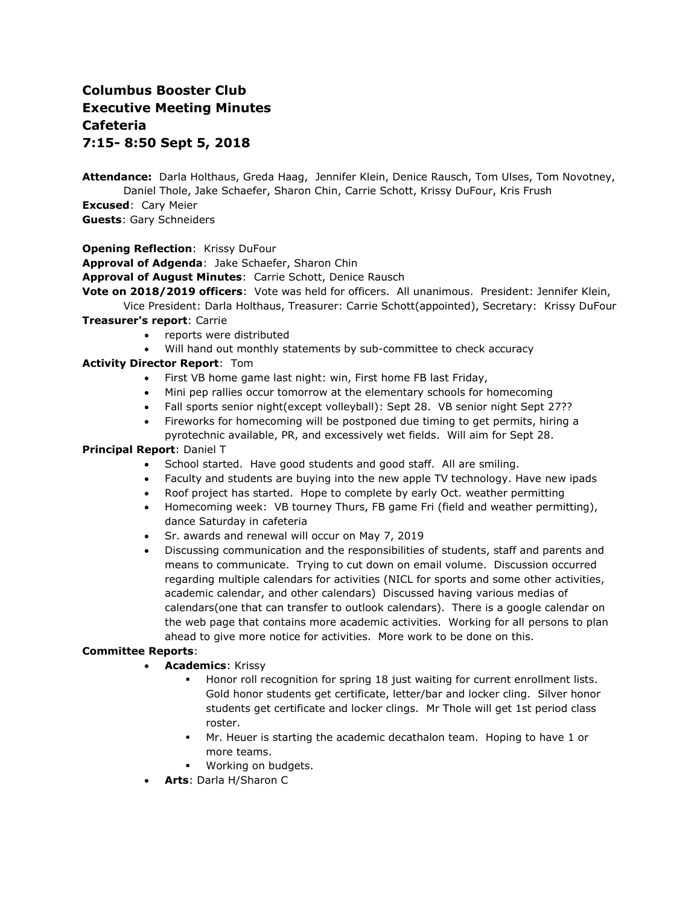**Columbus Booster Club**
**Executive Meeting Minutes**
**Cafeteria**
**7:15- 8:50 Sept 5, 2018**

**Attendance:** Darla Holthaus, Greda Haag, Jennifer Klein, Denice Rausch, Tom Ulses, Tom Novotney, Daniel Thole, Jake Schaefer, Sharon Chin, Carrie Schott, Krissy DuFour, Kris Frush
**Excused**: Cary Meier
**Guests**: Gary Schneiders

**Opening Reflection**: Krissy DuFour
**Approval of Adgenda**: Jake Schaefer, Sharon Chin
**Approval of August Minutes**: Carrie Schott, Denice Rausch
**Vote on 2018/2019 officers**: Vote was held for officers. All unanimous. President: Jennifer Klein, Vice President: Darla Holthaus, Treasurer: Carrie Schott(appointed), Secretary: Krissy DuFour
**Treasurer's report**: Carrie

- reports were distributed
- Will hand out monthly statements by sub-committee to check accuracy

**Activity Director Report**: Tom

- First VB home game last night: win, First home FB last Friday,
- Mini pep rallies occur tomorrow at the elementary schools for homecoming
- Fall sports senior night(except volleyball): Sept 28. VB senior night Sept 27??
- Fireworks for homecoming will be postponed due timing to get permits, hiring a pyrotechnic available, PR, and excessively wet fields. Will aim for Sept 28.

**Principal Report**: Daniel T

- School started. Have good students and good staff. All are smiling.
- Faculty and students are buying into the new apple TV technology. Have new ipads
- Roof project has started. Hope to complete by early Oct. weather permitting
- Homecoming week: VB tourney Thurs, FB game Fri (field and weather permitting), dance Saturday in cafeteria
- Sr. awards and renewal will occur on May 7, 2019
- Discussing communication and the responsibilities of students, staff and parents and means to communicate. Trying to cut down on email volume. Discussion occurred regarding multiple calendars for activities (NICL for sports and some other activities, academic calendar, and other calendars) Discussed having various medias of calendars(one that can transfer to outlook calendars). There is a google calendar on the web page that contains more academic activities. Working for all persons to plan ahead to give more notice for activities. More work to be done on this.

**Committee Reports**:

- **Academics**: Krissy
  - Honor roll recognition for spring 18 just waiting for current enrollment lists. Gold honor students get certificate, letter/bar and locker cling. Silver honor students get certificate and locker clings. Mr Thole will get 1st period class roster.
  - Mr. Heuer is starting the academic decathalon team. Hoping to have 1 or more teams.
  - Working on budgets.
- **Arts**: Darla H/Sharon C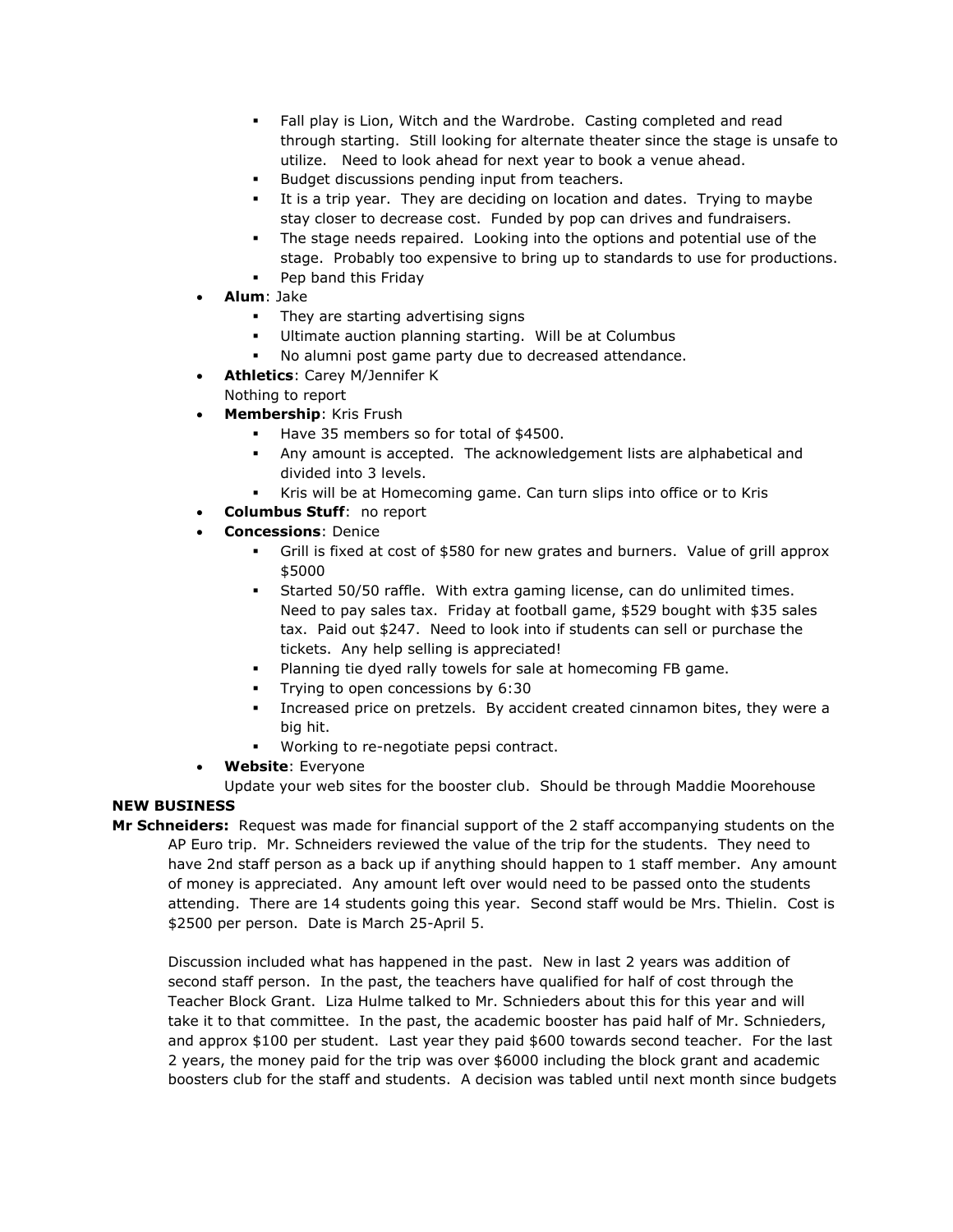- Fall play is Lion, Witch and the Wardrobe. Casting completed and read through starting. Still looking for alternate theater since the stage is unsafe to utilize. Need to look ahead for next year to book a venue ahead.
    - Budget discussions pending input from teachers.
    - It is a trip year. They are deciding on location and dates. Trying to maybe stay closer to decrease cost. Funded by pop can drives and fundraisers.
    - The stage needs repaired. Looking into the options and potential use of the stage. Probably too expensive to bring up to standards to use for productions.
    - Pep band this Friday
- **Alum**: Jake
    - They are starting advertising signs
    - Ultimate auction planning starting. Will be at Columbus
    - No alumni post game party due to decreased attendance.
- **Athletics**: Carey M/Jennifer K
  Nothing to report
- **Membership**: Kris Frush
    - Have 35 members so for total of $4500.
    - Any amount is accepted. The acknowledgement lists are alphabetical and divided into 3 levels.
    - Kris will be at Homecoming game. Can turn slips into office or to Kris
- **Columbus Stuff**: no report
- **Concessions**: Denice
    - Grill is fixed at cost of $580 for new grates and burners. Value of grill approx $5000
    - Started 50/50 raffle. With extra gaming license, can do unlimited times. Need to pay sales tax. Friday at football game, $529 bought with $35 sales tax. Paid out $247. Need to look into if students can sell or purchase the tickets. Any help selling is appreciated!
    - Planning tie dyed rally towels for sale at homecoming FB game.
    - Trying to open concessions by 6:30
    - Increased price on pretzels. By accident created cinnamon bites, they were a big hit.
    - Working to re-negotiate pepsi contract.
- **Website**: Everyone
  Update your web sites for the booster club. Should be through Maddie Moorehouse

**NEW BUSINESS**

**Mr Schneiders:** Request was made for financial support of the 2 staff accompanying students on the AP Euro trip. Mr. Schneiders reviewed the value of the trip for the students. They need to have 2nd staff person as a back up if anything should happen to 1 staff member. Any amount of money is appreciated. Any amount left over would need to be passed onto the students attending. There are 14 students going this year. Second staff would be Mrs. Thielin. Cost is $2500 per person. Date is March 25-April 5.

Discussion included what has happened in the past. New in last 2 years was addition of second staff person. In the past, the teachers have qualified for half of cost through the Teacher Block Grant. Liza Hulme talked to Mr. Schnieders about this for this year and will take it to that committee. In the past, the academic booster has paid half of Mr. Schnieders, and approx $100 per student. Last year they paid $600 towards second teacher. For the last 2 years, the money paid for the trip was over $6000 including the block grant and academic boosters club for the staff and students. A decision was tabled until next month since budgets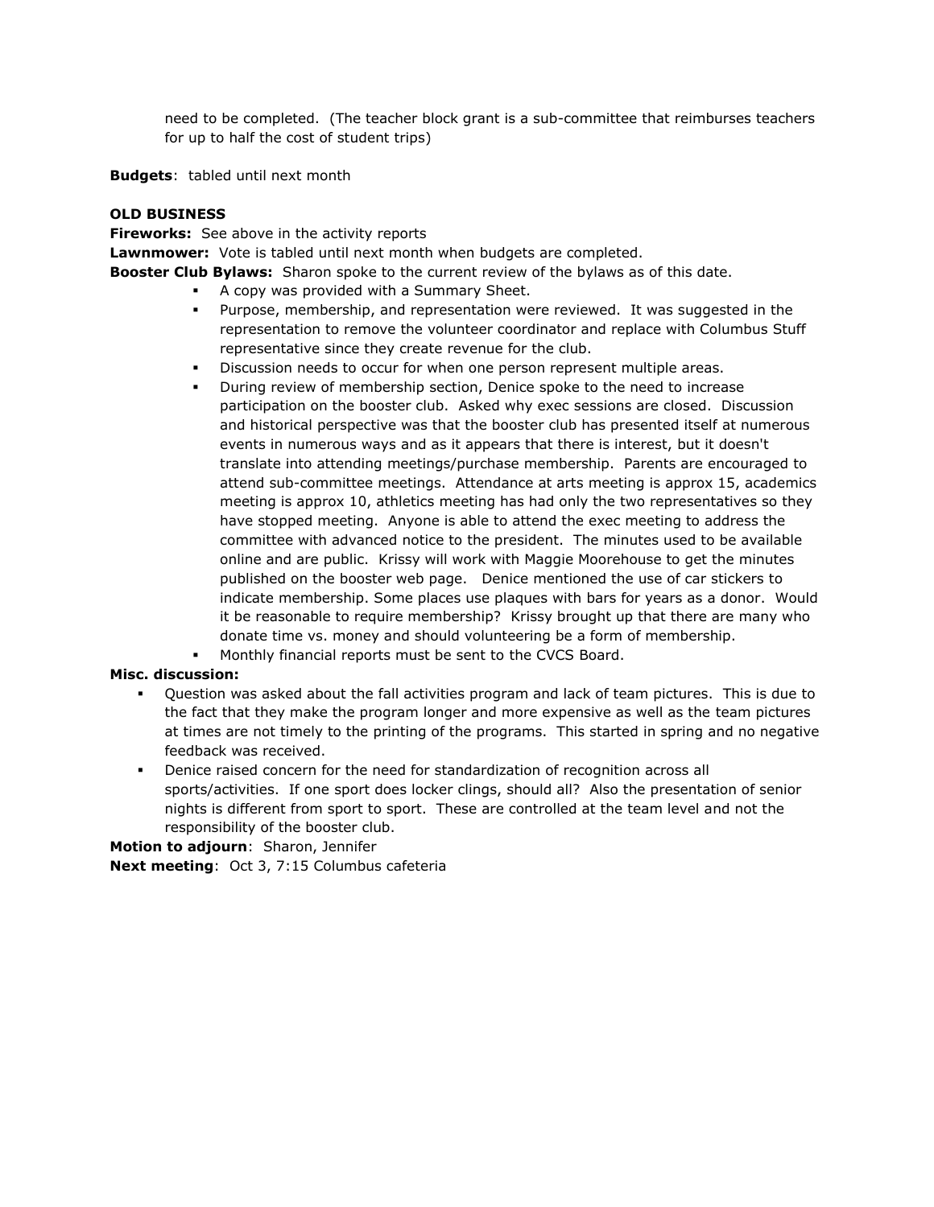need to be completed. (The teacher block grant is a sub-committee that reimburses teachers for up to half the cost of student trips)

**Budgets**: tabled until next month

**OLD BUSINESS**

**Fireworks:** See above in the activity reports

**Lawnmower:** Vote is tabled until next month when budgets are completed.

**Booster Club Bylaws:** Sharon spoke to the current review of the bylaws as of this date.

- A copy was provided with a Summary Sheet.
- Purpose, membership, and representation were reviewed. It was suggested in the representation to remove the volunteer coordinator and replace with Columbus Stuff representative since they create revenue for the club.
- Discussion needs to occur for when one person represent multiple areas.
- During review of membership section, Denice spoke to the need to increase participation on the booster club. Asked why exec sessions are closed. Discussion and historical perspective was that the booster club has presented itself at numerous events in numerous ways and as it appears that there is interest, but it doesn't translate into attending meetings/purchase membership. Parents are encouraged to attend sub-committee meetings. Attendance at arts meeting is approx 15, academics meeting is approx 10, athletics meeting has had only the two representatives so they have stopped meeting. Anyone is able to attend the exec meeting to address the committee with advanced notice to the president. The minutes used to be available online and are public. Krissy will work with Maggie Moorehouse to get the minutes published on the booster web page. Denice mentioned the use of car stickers to indicate membership. Some places use plaques with bars for years as a donor. Would it be reasonable to require membership? Krissy brought up that there are many who donate time vs. money and should volunteering be a form of membership.
- Monthly financial reports must be sent to the CVCS Board.

**Misc. discussion:**

- Question was asked about the fall activities program and lack of team pictures. This is due to the fact that they make the program longer and more expensive as well as the team pictures at times are not timely to the printing of the programs. This started in spring and no negative feedback was received.
- Denice raised concern for the need for standardization of recognition across all sports/activities. If one sport does locker clings, should all? Also the presentation of senior nights is different from sport to sport. These are controlled at the team level and not the responsibility of the booster club.

**Motion to adjourn**: Sharon, Jennifer

**Next meeting**: Oct 3, 7:15 Columbus cafeteria